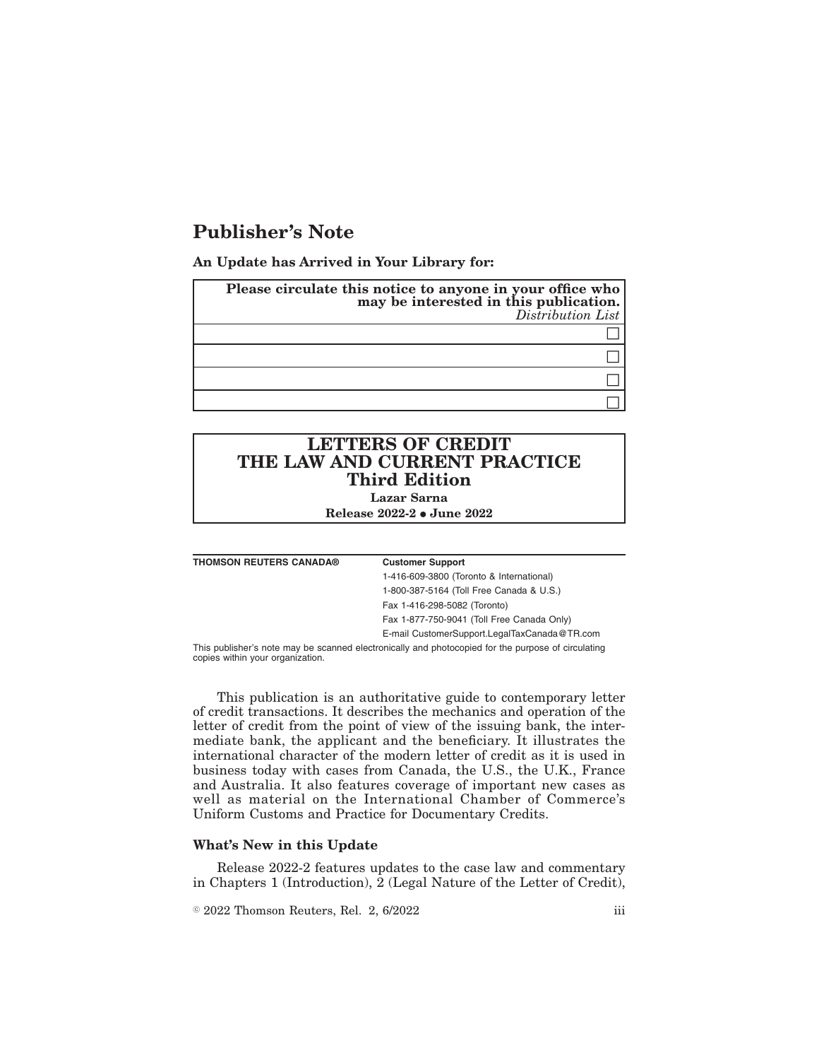# Publisher's Note

**An Update has Arrived in Your Library for:**

| **Please circulate this notice to anyone in your office who may be interested in this publication.** *Distribution List* |
| --- |
| ☐ |
| ☐ |
| ☐ |
| ☐ |

## LETTERS OF CREDIT THE LAW AND CURRENT PRACTICE Third Edition

**Lazar Sarna**

**Release 2022-2 • June 2022**

**THOMSON REUTERS CANADA®**

**Customer Support**

1-416-609-3800 (Toronto & International)
1-800-387-5164 (Toll Free Canada & U.S.)
Fax 1-416-298-5082 (Toronto)
Fax 1-877-750-9041 (Toll Free Canada Only)
E-mail CustomerSupport.LegalTaxCanada@TR.com

This publisher's note may be scanned electronically and photocopied for the purpose of circulating copies within your organization.

This publication is an authoritative guide to contemporary letter of credit transactions. It describes the mechanics and operation of the letter of credit from the point of view of the issuing bank, the intermediate bank, the applicant and the beneficiary. It illustrates the international character of the modern letter of credit as it is used in business today with cases from Canada, the U.S., the U.K., France and Australia. It also features coverage of important new cases as well as material on the International Chamber of Commerce's Uniform Customs and Practice for Documentary Credits.

### What's New in this Update

Release 2022-2 features updates to the case law and commentary in Chapters 1 (Introduction), 2 (Legal Nature of the Letter of Credit),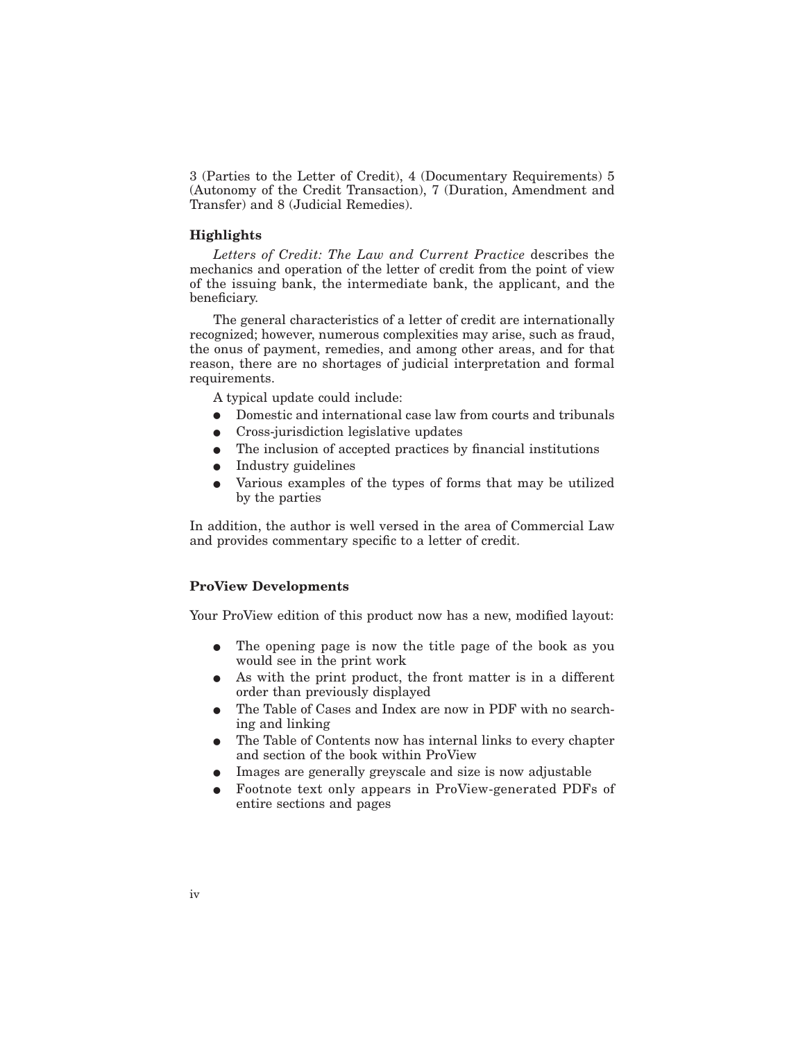3 (Parties to the Letter of Credit), 4 (Documentary Requirements) 5 (Autonomy of the Credit Transaction), 7 (Duration, Amendment and Transfer) and 8 (Judicial Remedies).

**Highlights**

*Letters of Credit: The Law and Current Practice* describes the mechanics and operation of the letter of credit from the point of view of the issuing bank, the intermediate bank, the applicant, and the beneficiary.

The general characteristics of a letter of credit are internationally recognized; however, numerous complexities may arise, such as fraud, the onus of payment, remedies, and among other areas, and for that reason, there are no shortages of judicial interpretation and formal requirements.

A typical update could include:

- Domestic and international case law from courts and tribunals
- Cross-jurisdiction legislative updates
- The inclusion of accepted practices by financial institutions
- Industry guidelines
- Various examples of the types of forms that may be utilized by the parties

In addition, the author is well versed in the area of Commercial Law and provides commentary specific to a letter of credit.

**ProView Developments**

Your ProView edition of this product now has a new, modified layout:

- The opening page is now the title page of the book as you would see in the print work
- As with the print product, the front matter is in a different order than previously displayed
- The Table of Cases and Index are now in PDF with no searching and linking
- The Table of Contents now has internal links to every chapter and section of the book within ProView
- Images are generally greyscale and size is now adjustable
- Footnote text only appears in ProView-generated PDFs of entire sections and pages